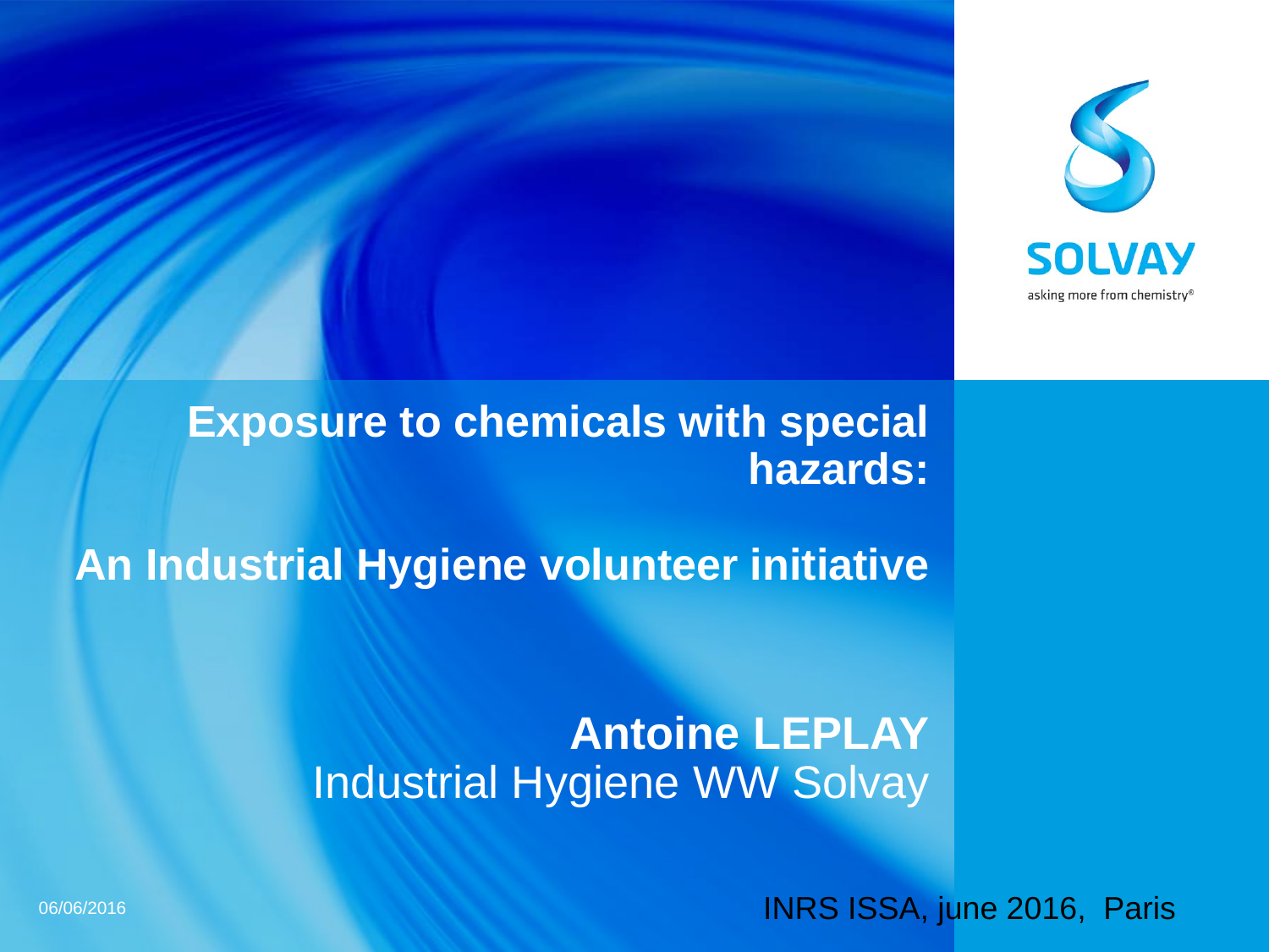SOLVAY

asking more from chemistry®

# Exposure to chemicals with special hazards:

## An Industrial Hygiene volunteer initiative

**Antoine LEPLAY**

Industrial Hygiene WW Solvay

06/06/2016

INRS ISSA, june 2016, Paris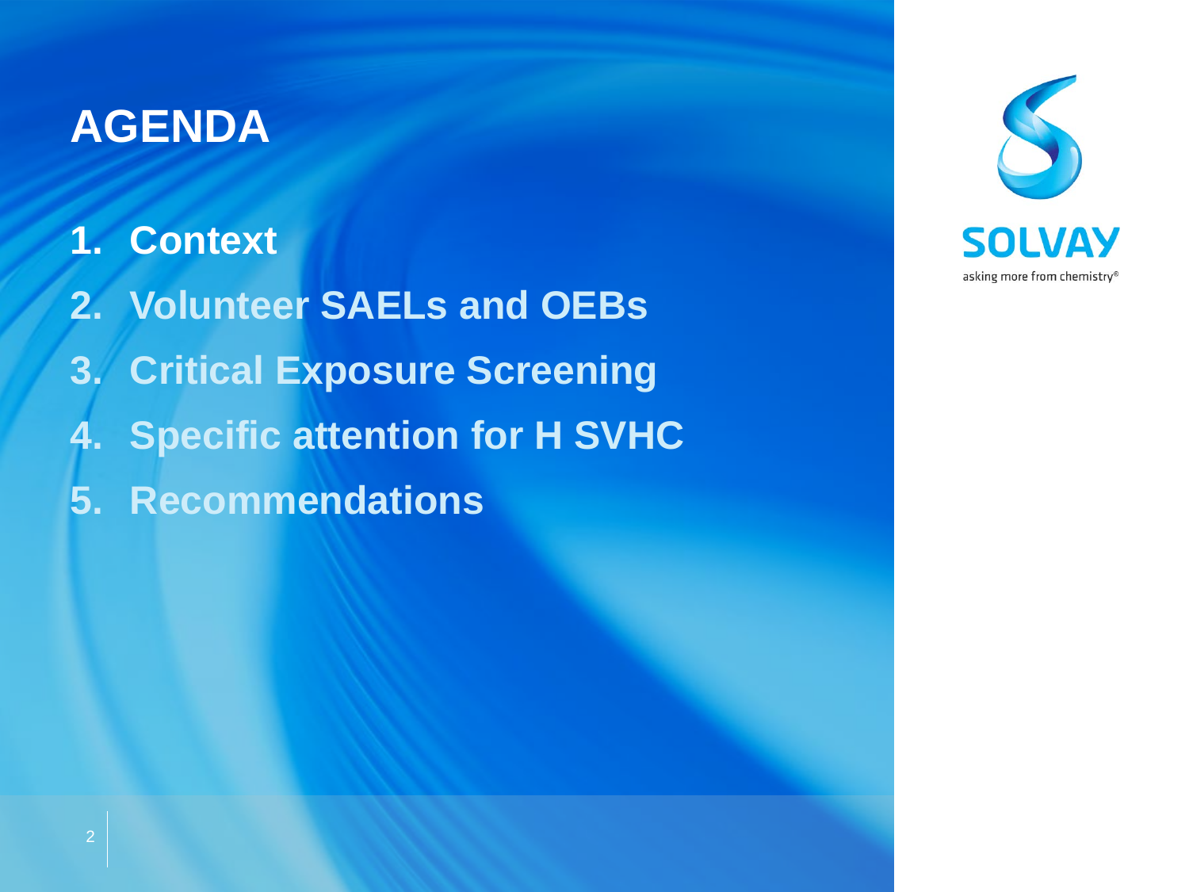# AGENDA

1. **Context**
2. **Volunteer SAELs and OEBs**
3. **Critical Exposure Screening**
4. **Specific attention for H SVHC**
5. **Recommendations**

SOLVAY

asking more from chemistry®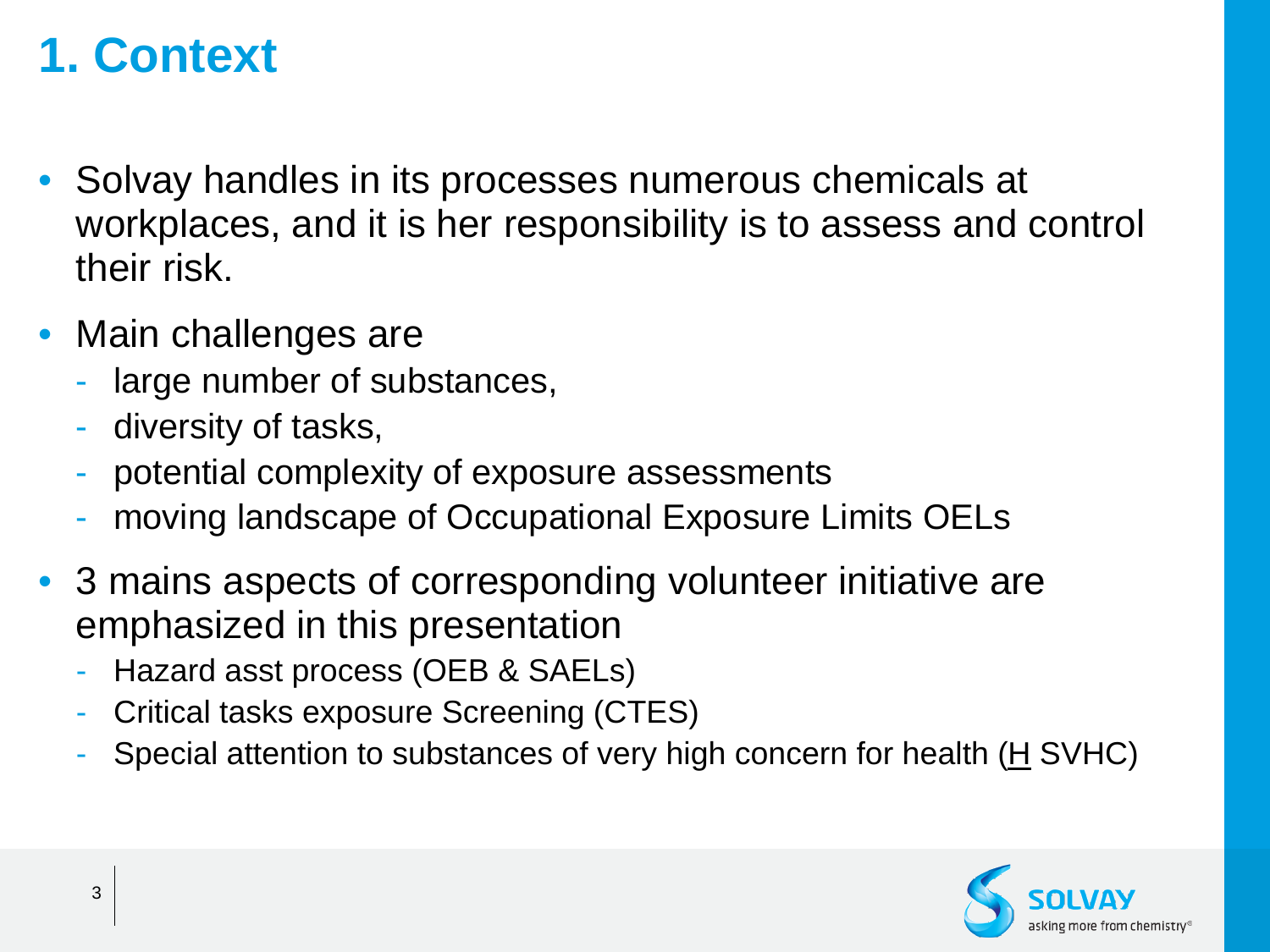# 1. Context

- Solvay handles in its processes numerous chemicals at workplaces, and it is her responsibility is to assess and control their risk.
- Main challenges are
  - large number of substances,
  - diversity of tasks,
  - potential complexity of exposure assessments
  - moving landscape of Occupational Exposure Limits OELs
- 3 mains aspects of corresponding volunteer initiative are emphasized in this presentation
  - Hazard asst process (OEB & SAELs)
  - Critical tasks exposure Screening (CTES)
  - Special attention to substances of very high concern for health (H SVHC)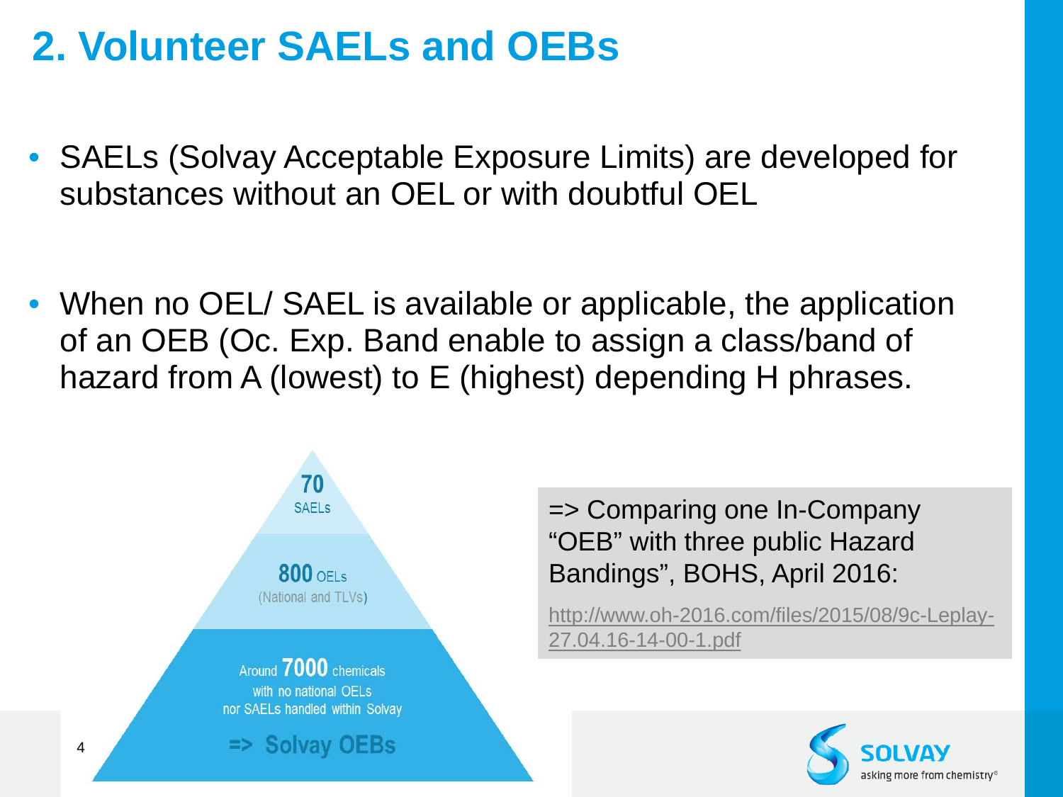## 2. Volunteer SAELs and OEBs

- SAELs (Solvay Acceptable Exposure Limits) are developed for substances without an OEL or with doubtful OEL

- When no OEL/ SAEL is available or applicable, the application of an OEB (Oc. Exp. Band enable to assign a class/band of hazard from A (lowest) to E (highest) depending H phrases.

70
SAELs

800 OELs
(National and TLVs)

Around 7000 chemicals
with no national OELs
nor SAELs handled within Solvay

=> Solvay OEBs

=> Comparing one In-Company "OEB" with three public Hazard Bandings", BOHS, April 2016:

http://www.oh-2016.com/files/2015/08/9c-Leplay-27.04.16-14-00-1.pdf

SOLVAY
asking more from chemistry®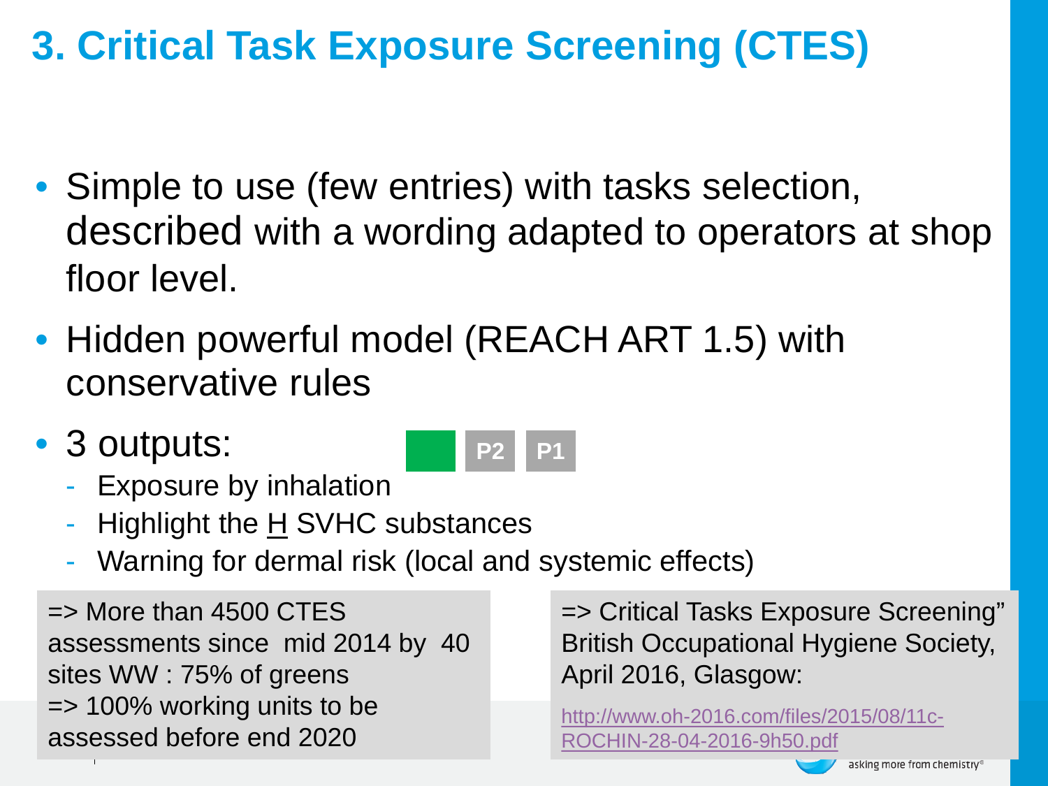# 3. Critical Task Exposure Screening (CTES)

- Simple to use (few entries) with tasks selection, described with a wording adapted to operators at shop floor level.
- Hidden powerful model (REACH ART 1.5) with conservative rules
- 3 outputs: P2 P1
  - Exposure by inhalation
  - Highlight the H SVHC substances
  - Warning for dermal risk (local and systemic effects)

=> More than 4500 CTES assessments since mid 2014 by 40 sites WW : 75% of greens
=> 100% working units to be assessed before end 2020

=> Critical Tasks Exposure Screening" British Occupational Hygiene Society, April 2016, Glasgow:

http://www.oh-2016.com/files/2015/08/11c-ROCHIN-28-04-2016-9h50.pdf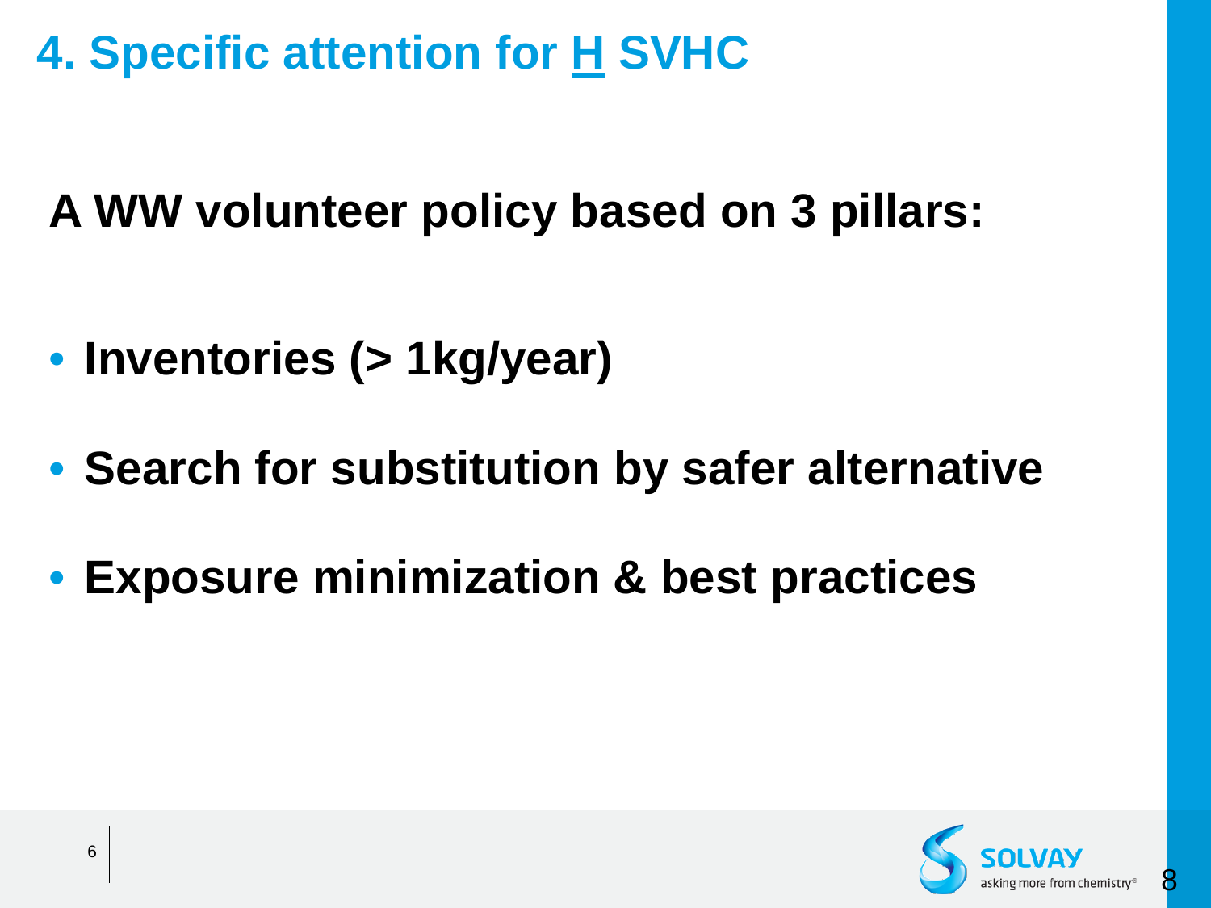# 4. Specific attention for H SVHC

**A WW volunteer policy based on 3 pillars:**

- **Inventories (> 1kg/year)**
- **Search for substitution by safer alternative**
- **Exposure minimization & best practices**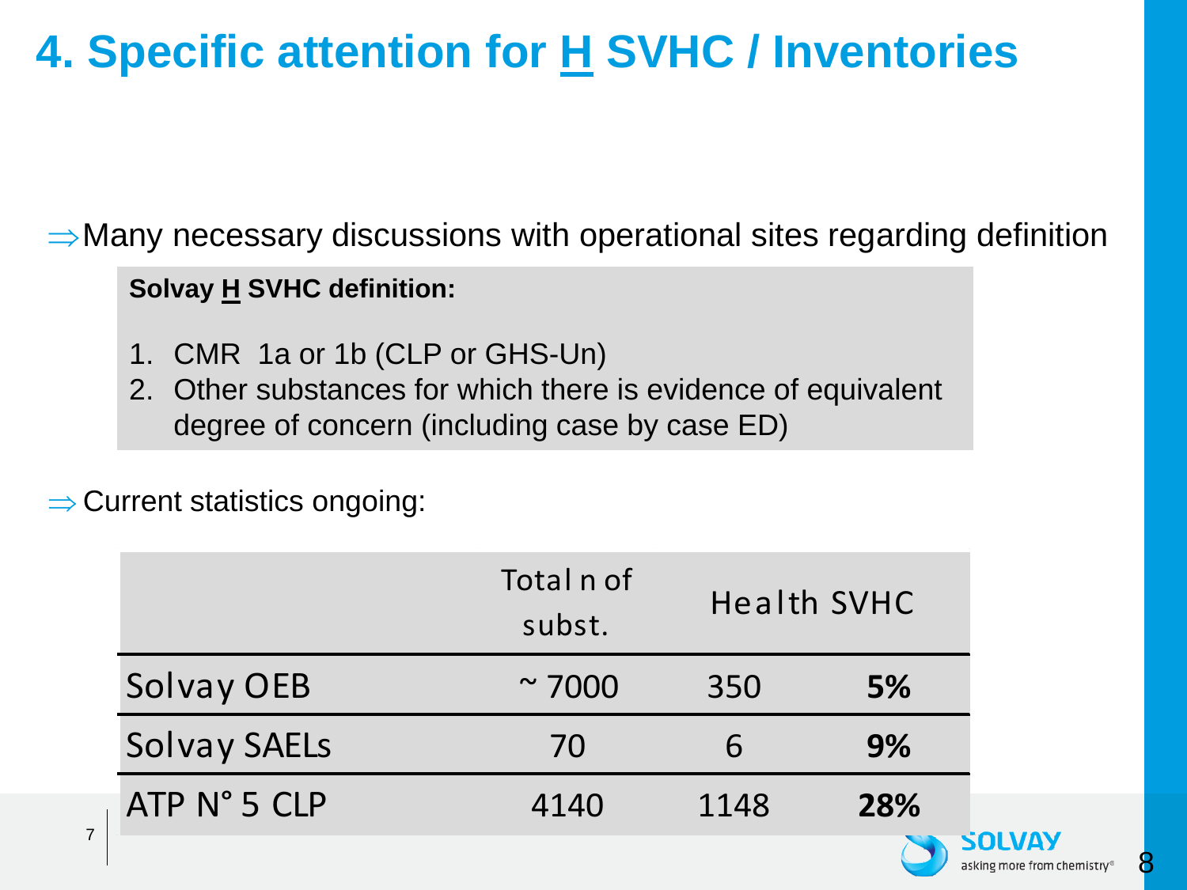# 4. Specific attention for H SVHC / Inventories

⇒ Many necessary discussions with operational sites regarding definition

**Solvay H SVHC definition:**

1. CMR 1a or 1b (CLP or GHS-Un)
2. Other substances for which there is evidence of equivalent degree of concern (including case by case ED)

⇒ Current statistics ongoing:

| | Total n of subst. | Health SVHC | |
|---|---|---|---|
| Solvay OEB | ~ 7000 | 350 | **5%** |
| Solvay SAELs | 70 | 6 | **9%** |
| ATP N° 5 CLP | 4140 | 1148 | **28%** |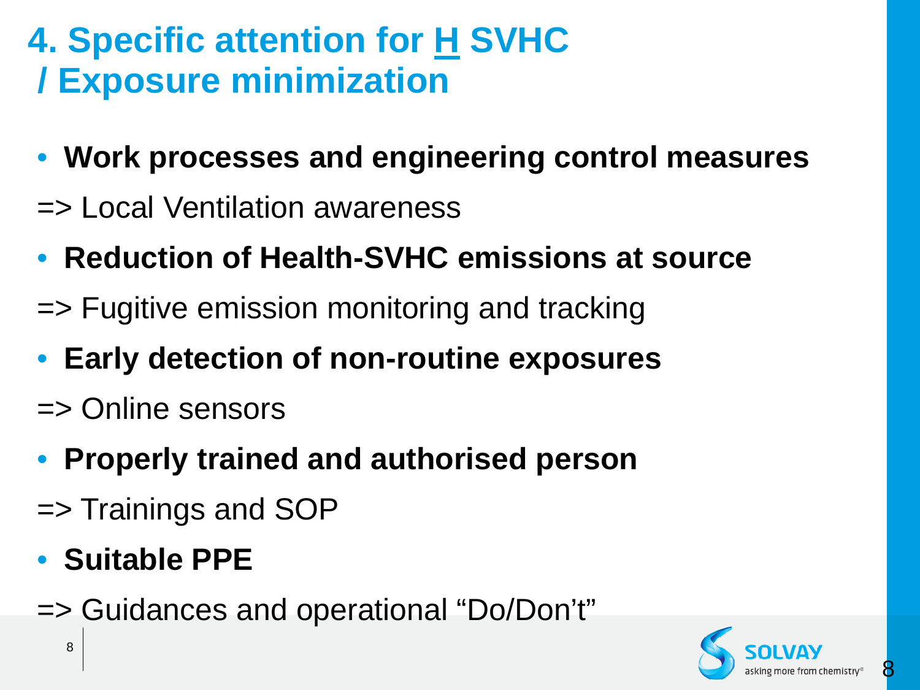# 4. Specific attention for <u>H</u> SVHC / Exposure minimization

- **Work processes and engineering control measures**

=> Local Ventilation awareness

- **Reduction of Health-SVHC emissions at source**

=> Fugitive emission monitoring and tracking

- **Early detection of non-routine exposures**

=> Online sensors

- **Properly trained and authorised person**

=> Trainings and SOP

- **Suitable PPE**

=> Guidances and operational “Do/Don’t”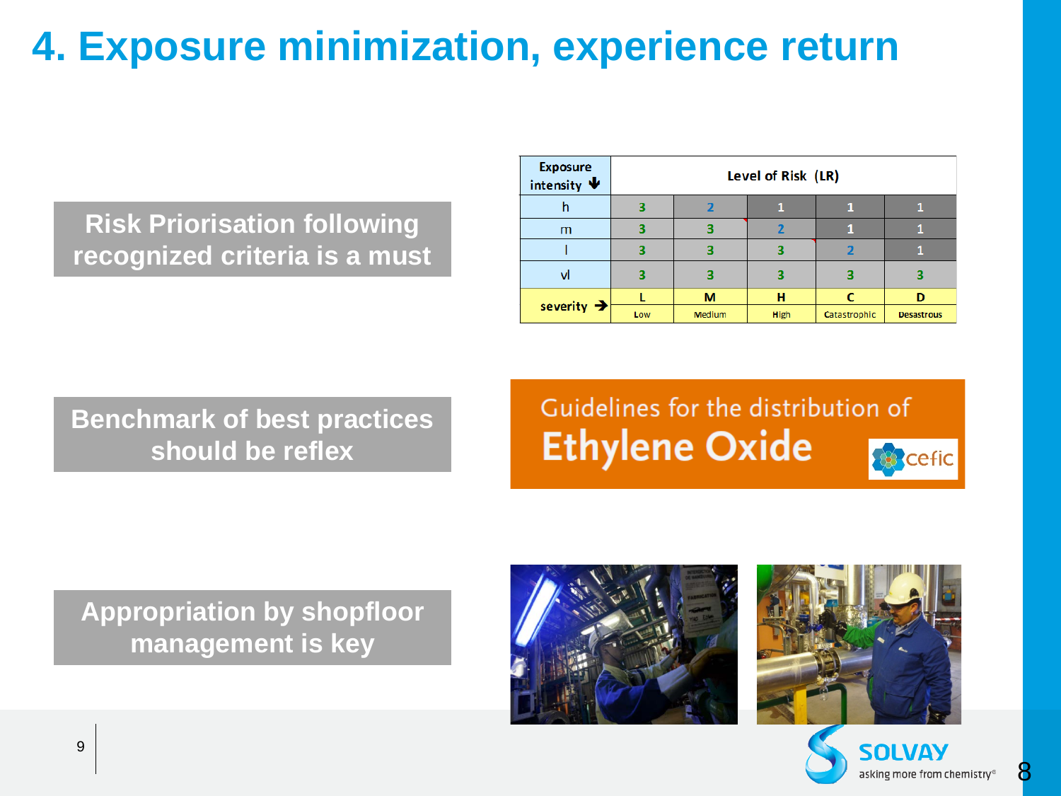# 4. Exposure minimization, experience return

**Risk Priorisation following recognized criteria is a must**

| Exposure intensity ↓ | Level of Risk (LR) | | | | |
|---|---|---|---|---|---|
| h | 3 | 2 | 1 | 1 | 1 |
| m | 3 | 3 | 2 | 1 | 1 |
| l | 3 | 3 | 3 | 2 | 1 |
| vl | 3 | 3 | 3 | 3 | 3 |
| severity → | L<br>Low | M<br>Medium | H<br>High | C<br>Catastrophic | D<br>Desastrous |

**Benchmark of best practices should be reflex**

Guidelines for the distribution of
**Ethylene Oxide**
cefic

**Appropriation by shopfloor management is key**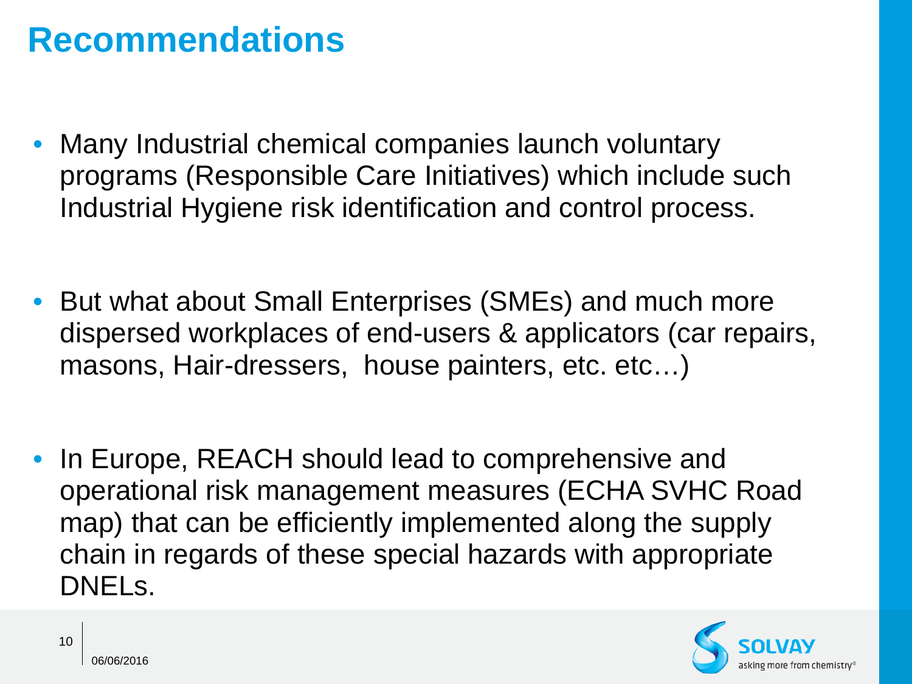# Recommendations

- Many Industrial chemical companies launch voluntary programs (Responsible Care Initiatives) which include such Industrial Hygiene risk identification and control process.

- But what about Small Enterprises (SMEs) and much more dispersed workplaces of end-users & applicators (car repairs, masons, Hair-dressers, house painters, etc. etc…)

- In Europe, REACH should lead to comprehensive and operational risk management measures (ECHA SVHC Road map) that can be efficiently implemented along the supply chain in regards of these special hazards with appropriate DNELs.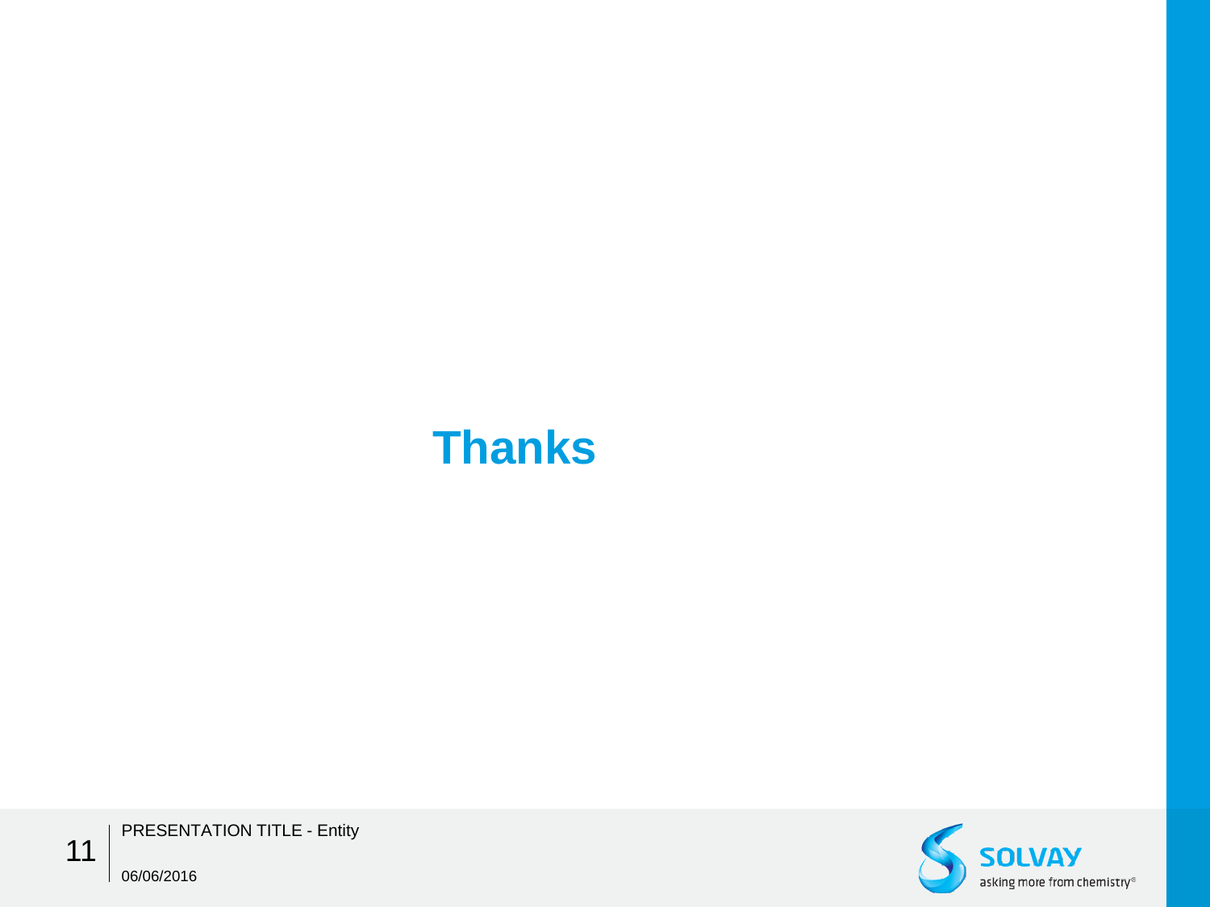# Thanks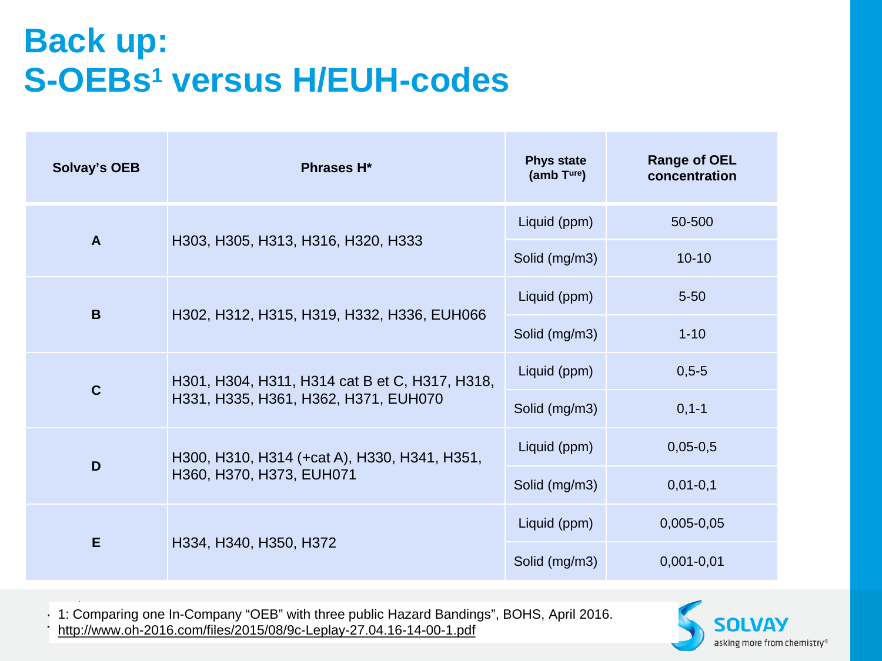# Back up:
# S-OEBs[1] versus H/EUH-codes

| Solvay's OEB | Phrases H* | Phys state (amb T^ure^) | Range of OEL concentration |
|---|---|---|---|
| A | H303, H305, H313, H316, H320, H333 | Liquid (ppm) | 50-500 |
| | | Solid (mg/m3) | 10-10 |
| B | H302, H312, H315, H319, H332, H336, EUH066 | Liquid (ppm) | 5-50 |
| | | Solid (mg/m3) | 1-10 |
| C | H301, H304, H311, H314 cat B et C, H317, H318, H331, H335, H361, H362, H371, EUH070 | Liquid (ppm) | 0,5-5 |
| | | Solid (mg/m3) | 0,1-1 |
| D | H300, H310, H314 (+cat A), H330, H341, H351, H360, H370, H373, EUH071 | Liquid (ppm) | 0,05-0,5 |
| | | Solid (mg/m3) | 0,01-0,1 |
| E | H334, H340, H350, H372 | Liquid (ppm) | 0,005-0,05 |
| | | Solid (mg/m3) | 0,001-0,01 |

1: Comparing one In-Company "OEB" with three public Hazard Bandings", BOHS, April 2016.
http://www.oh-2016.com/files/2015/08/9c-Leplay-27.04.16-14-00-1.pdf

SOLVAY
asking more from chemistry®